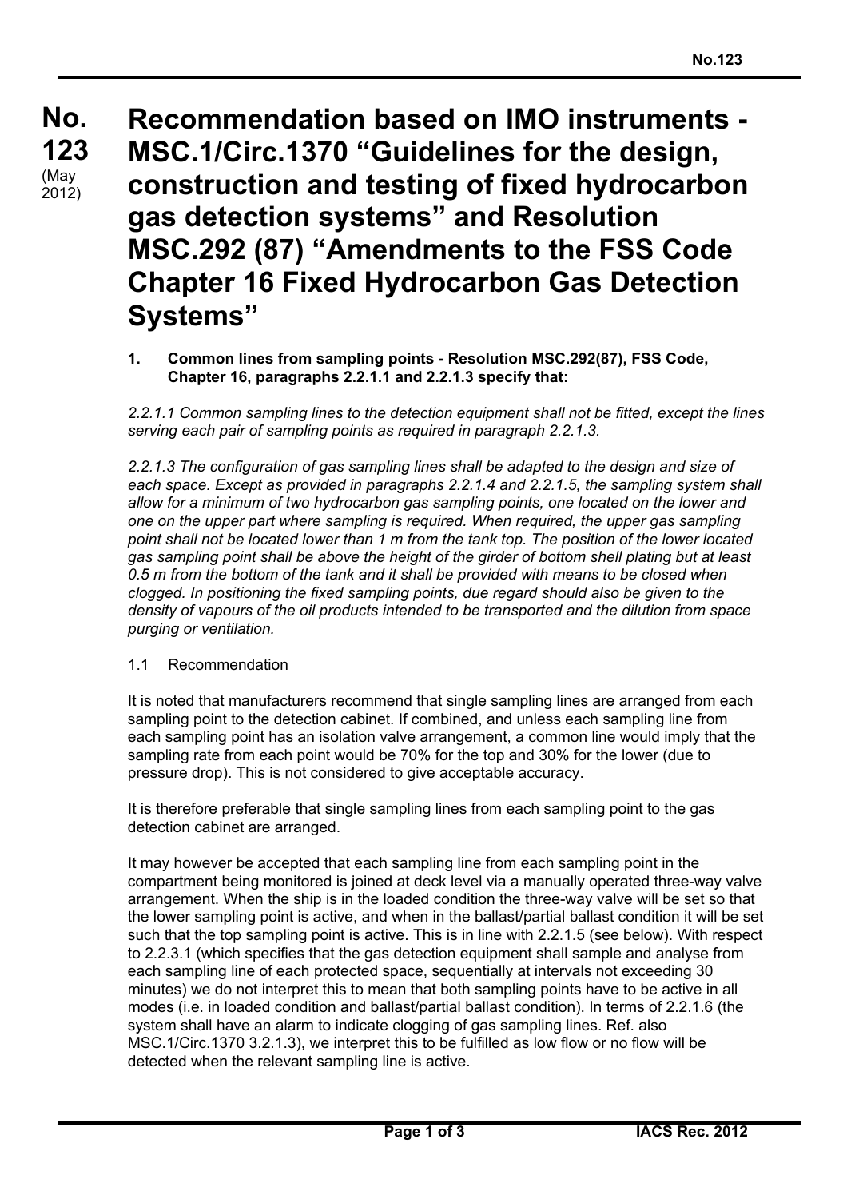# No. 123 (May 2012)

# Recommendation based on IMO instruments - MSC.1/Circ.1370 "Guidelines for the design, construction and testing of fixed hydrocarbon gas detection systems" and Resolution MSC.292 (87) "Amendments to the FSS Code Chapter 16 Fixed Hydrocarbon Gas Detection Systems"

**1. Common lines from sampling points - Resolution MSC.292(87), FSS Code, Chapter 16, paragraphs 2.2.1.1 and 2.2.1.3 specify that:**

*2.2.1.1 Common sampling lines to the detection equipment shall not be fitted, except the lines serving each pair of sampling points as required in paragraph 2.2.1.3.*

*2.2.1.3 The configuration of gas sampling lines shall be adapted to the design and size of each space. Except as provided in paragraphs 2.2.1.4 and 2.2.1.5, the sampling system shall allow for a minimum of two hydrocarbon gas sampling points, one located on the lower and one on the upper part where sampling is required. When required, the upper gas sampling point shall not be located lower than 1 m from the tank top. The position of the lower located gas sampling point shall be above the height of the girder of bottom shell plating but at least 0.5 m from the bottom of the tank and it shall be provided with means to be closed when clogged. In positioning the fixed sampling points, due regard should also be given to the density of vapours of the oil products intended to be transported and the dilution from space purging or ventilation.*

1.1 Recommendation

It is noted that manufacturers recommend that single sampling lines are arranged from each sampling point to the detection cabinet. If combined, and unless each sampling line from each sampling point has an isolation valve arrangement, a common line would imply that the sampling rate from each point would be 70% for the top and 30% for the lower (due to pressure drop). This is not considered to give acceptable accuracy.

It is therefore preferable that single sampling lines from each sampling point to the gas detection cabinet are arranged.

It may however be accepted that each sampling line from each sampling point in the compartment being monitored is joined at deck level via a manually operated three-way valve arrangement. When the ship is in the loaded condition the three-way valve will be set so that the lower sampling point is active, and when in the ballast/partial ballast condition it will be set such that the top sampling point is active. This is in line with 2.2.1.5 (see below). With respect to 2.2.3.1 (which specifies that the gas detection equipment shall sample and analyse from each sampling line of each protected space, sequentially at intervals not exceeding 30 minutes) we do not interpret this to mean that both sampling points have to be active in all modes (i.e. in loaded condition and ballast/partial ballast condition). In terms of 2.2.1.6 (the system shall have an alarm to indicate clogging of gas sampling lines. Ref. also MSC.1/Circ.1370 3.2.1.3), we interpret this to be fulfilled as low flow or no flow will be detected when the relevant sampling line is active.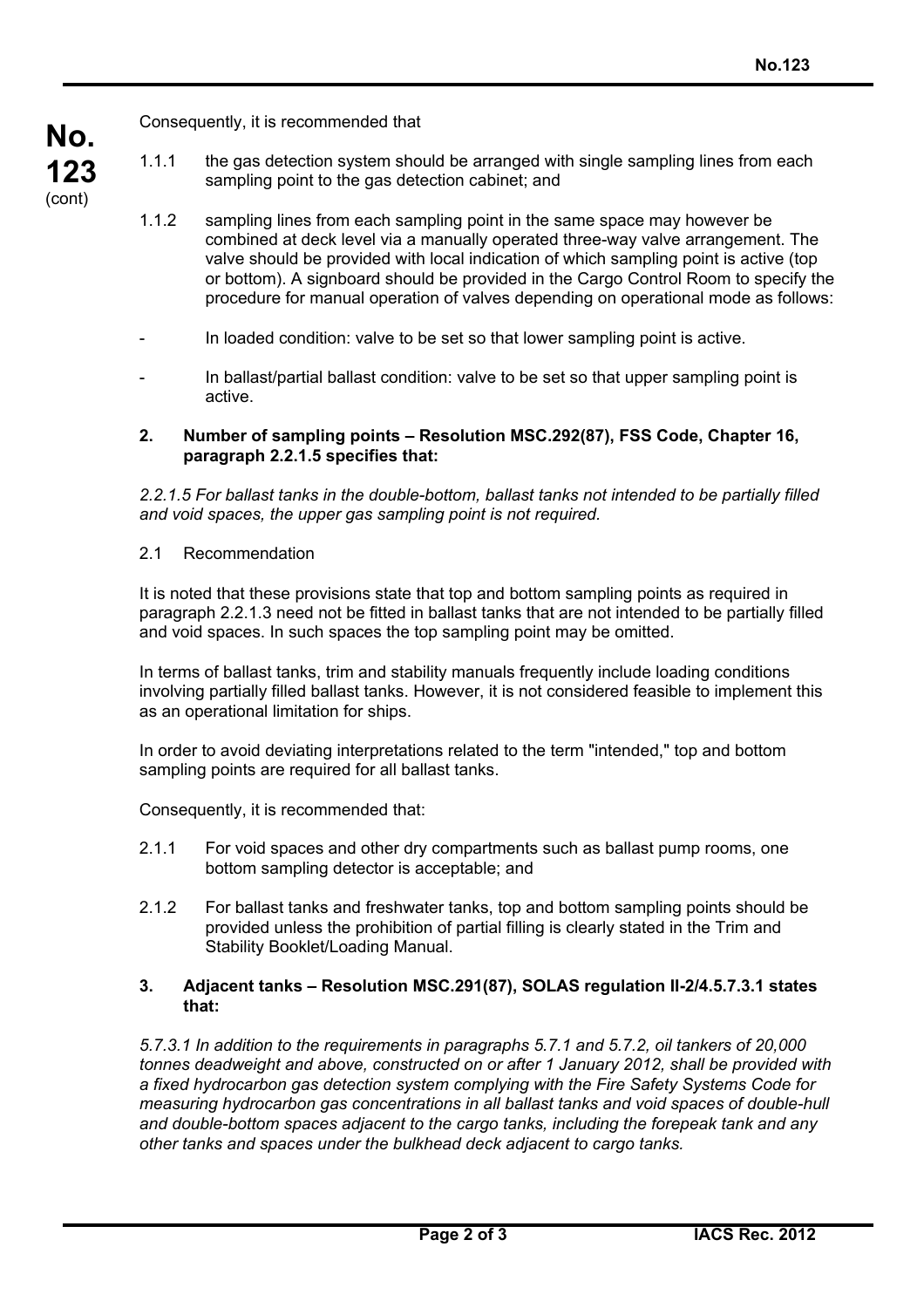Consequently, it is recommended that

1.1.1 the gas detection system should be arranged with single sampling lines from each sampling point to the gas detection cabinet; and

1.1.2 sampling lines from each sampling point in the same space may however be combined at deck level via a manually operated three-way valve arrangement. The valve should be provided with local indication of which sampling point is active (top or bottom). A signboard should be provided in the Cargo Control Room to specify the procedure for manual operation of valves depending on operational mode as follows:

- In loaded condition: valve to be set so that lower sampling point is active.
- In ballast/partial ballast condition: valve to be set so that upper sampling point is active.

**2. Number of sampling points – Resolution MSC.292(87), FSS Code, Chapter 16, paragraph 2.2.1.5 specifies that:**

*2.2.1.5 For ballast tanks in the double-bottom, ballast tanks not intended to be partially filled and void spaces, the upper gas sampling point is not required.*

2.1 Recommendation

It is noted that these provisions state that top and bottom sampling points as required in paragraph 2.2.1.3 need not be fitted in ballast tanks that are not intended to be partially filled and void spaces. In such spaces the top sampling point may be omitted.

In terms of ballast tanks, trim and stability manuals frequently include loading conditions involving partially filled ballast tanks. However, it is not considered feasible to implement this as an operational limitation for ships.

In order to avoid deviating interpretations related to the term "intended," top and bottom sampling points are required for all ballast tanks.

Consequently, it is recommended that:

2.1.1 For void spaces and other dry compartments such as ballast pump rooms, one bottom sampling detector is acceptable; and

2.1.2 For ballast tanks and freshwater tanks, top and bottom sampling points should be provided unless the prohibition of partial filling is clearly stated in the Trim and Stability Booklet/Loading Manual.

**3. Adjacent tanks – Resolution MSC.291(87), SOLAS regulation II-2/4.5.7.3.1 states that:**

*5.7.3.1 In addition to the requirements in paragraphs 5.7.1 and 5.7.2, oil tankers of 20,000 tonnes deadweight and above, constructed on or after 1 January 2012, shall be provided with a fixed hydrocarbon gas detection system complying with the Fire Safety Systems Code for measuring hydrocarbon gas concentrations in all ballast tanks and void spaces of double-hull and double-bottom spaces adjacent to the cargo tanks, including the forepeak tank and any other tanks and spaces under the bulkhead deck adjacent to cargo tanks.*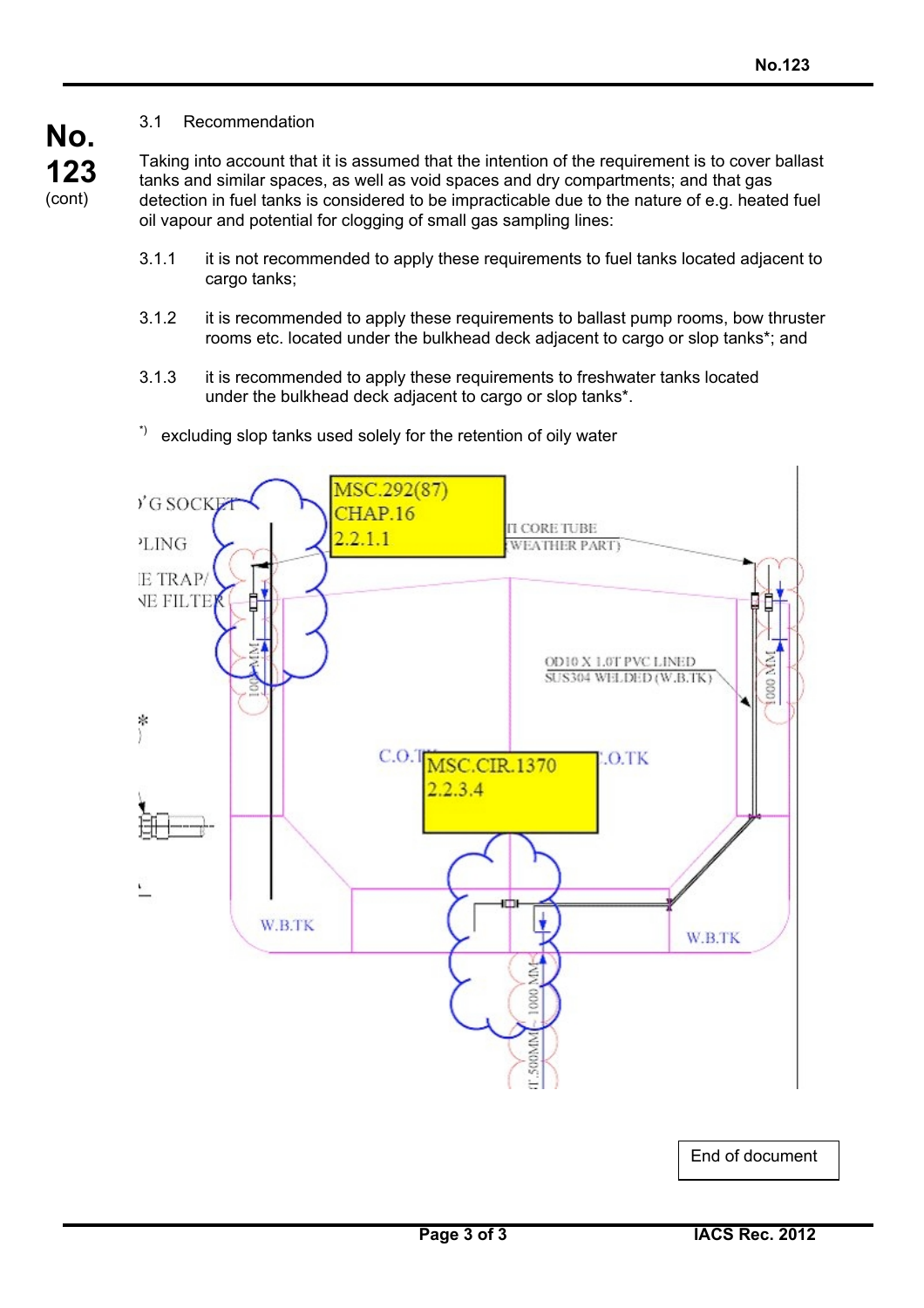No. 123 (cont)

3.1 Recommendation

Taking into account that it is assumed that the intention of the requirement is to cover ballast tanks and similar spaces, as well as void spaces and dry compartments; and that gas detection in fuel tanks is considered to be impracticable due to the nature of e.g. heated fuel oil vapour and potential for clogging of small gas sampling lines:

3.1.1 it is not recommended to apply these requirements to fuel tanks located adjacent to cargo tanks;

3.1.2 it is recommended to apply these requirements to ballast pump rooms, bow thruster rooms etc. located under the bulkhead deck adjacent to cargo or slop tanks*; and

3.1.3 it is recommended to apply these requirements to freshwater tanks located under the bulkhead deck adjacent to cargo or slop tanks*.

*) excluding slop tanks used solely for the retention of oily water

MSC.292(87)
CHAP.16
2.2.1.1

MSC.CIR.1370
2.2.3.4

'G SOCKET
'LING
E TRAP/
NE FILTER
IT CORE TUBE
WEATHER PART)
OD10 X 1.0T PVC LINED
SUS304 WELDED (W.B.TK)
1000 MM
C.O.TK
C.O.TK
W.B.TK
W.B.TK
1000 MM
T.500MM

End of document